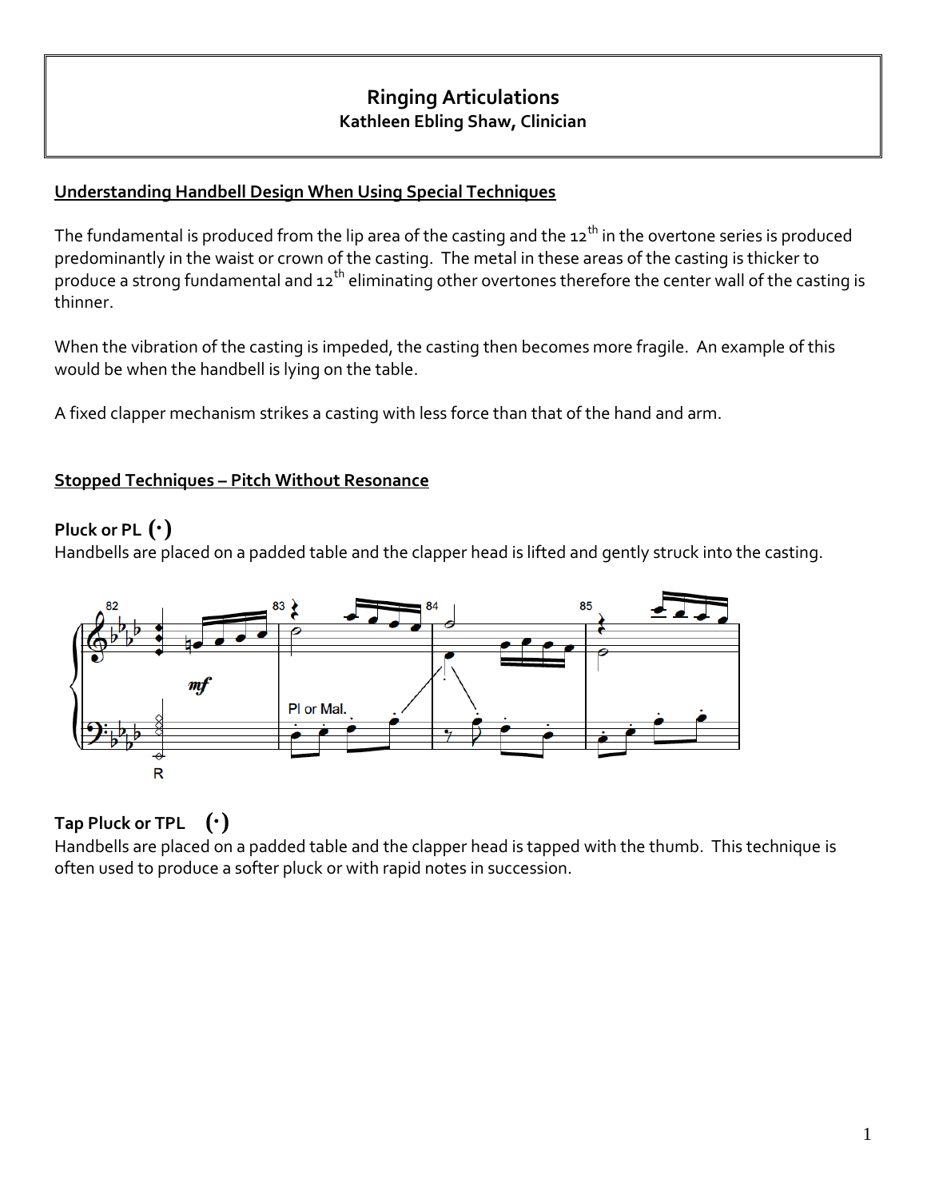# Ringing Articulations

**Kathleen Ebling Shaw, Clinician**

## Understanding Handbell Design When Using Special Techniques

The fundamental is produced from the lip area of the casting and the 12th in the overtone series is produced predominantly in the waist or crown of the casting. The metal in these areas of the casting is thicker to produce a strong fundamental and 12th eliminating other overtones therefore the center wall of the casting is thinner.

When the vibration of the casting is impeded, the casting then becomes more fragile. An example of this would be when the handbell is lying on the table.

A fixed clapper mechanism strikes a casting with less force than that of the hand and arm.

## Stopped Techniques – Pitch Without Resonance

### Pluck or PL (·)

Handbells are placed on a padded table and the clapper head is lifted and gently struck into the casting.

### Tap Pluck or TPL (·)

Handbells are placed on a padded table and the clapper head is tapped with the thumb. This technique is often used to produce a softer pluck or with rapid notes in succession.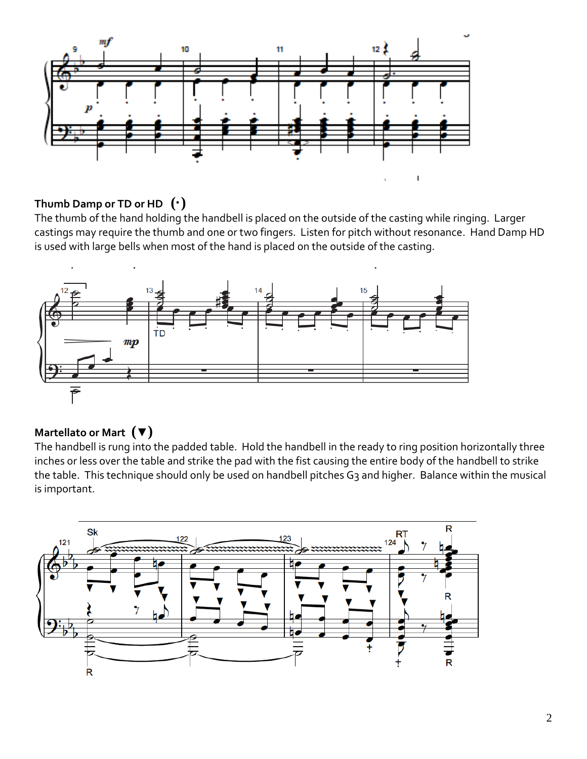**Thumb Damp or TD or HD (·)**

The thumb of the hand holding the handbell is placed on the outside of the casting while ringing. Larger castings may require the thumb and one or two fingers. Listen for pitch without resonance. Hand Damp HD is used with large bells when most of the hand is placed on the outside of the casting.

**Martellato or Mart (▼)**

The handbell is rung into the padded table. Hold the handbell in the ready to ring position horizontally three inches or less over the table and strike the pad with the fist causing the entire body of the handbell to strike the table. This technique should only be used on handbell pitches G3 and higher. Balance within the musical is important.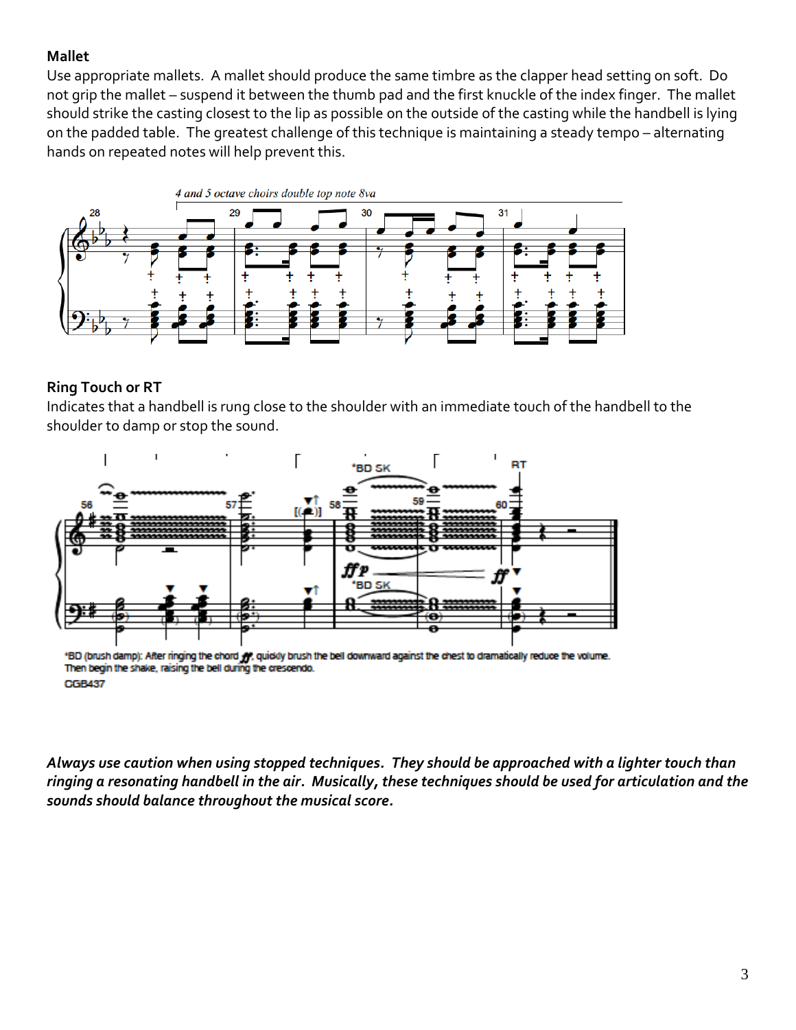**Mallet**

Use appropriate mallets. A mallet should produce the same timbre as the clapper head setting on soft. Do not grip the mallet – suspend it between the thumb pad and the first knuckle of the index finger. The mallet should strike the casting closest to the lip as possible on the outside of the casting while the handbell is lying on the padded table. The greatest challenge of this technique is maintaining a steady tempo – alternating hands on repeated notes will help prevent this.

**Ring Touch or RT**

Indicates that a handbell is rung close to the shoulder with an immediate touch of the handbell to the shoulder to damp or stop the sound.

*BD (brush damp): After ringing the chord *ff*, quickly brush the bell downward against the chest to dramatically reduce the volume. Then begin the shake, raising the bell during the crescendo.

CGB437

***Always use caution when using stopped techniques. They should be approached with a lighter touch than ringing a resonating handbell in the air. Musically, these techniques should be used for articulation and the sounds should balance throughout the musical score.***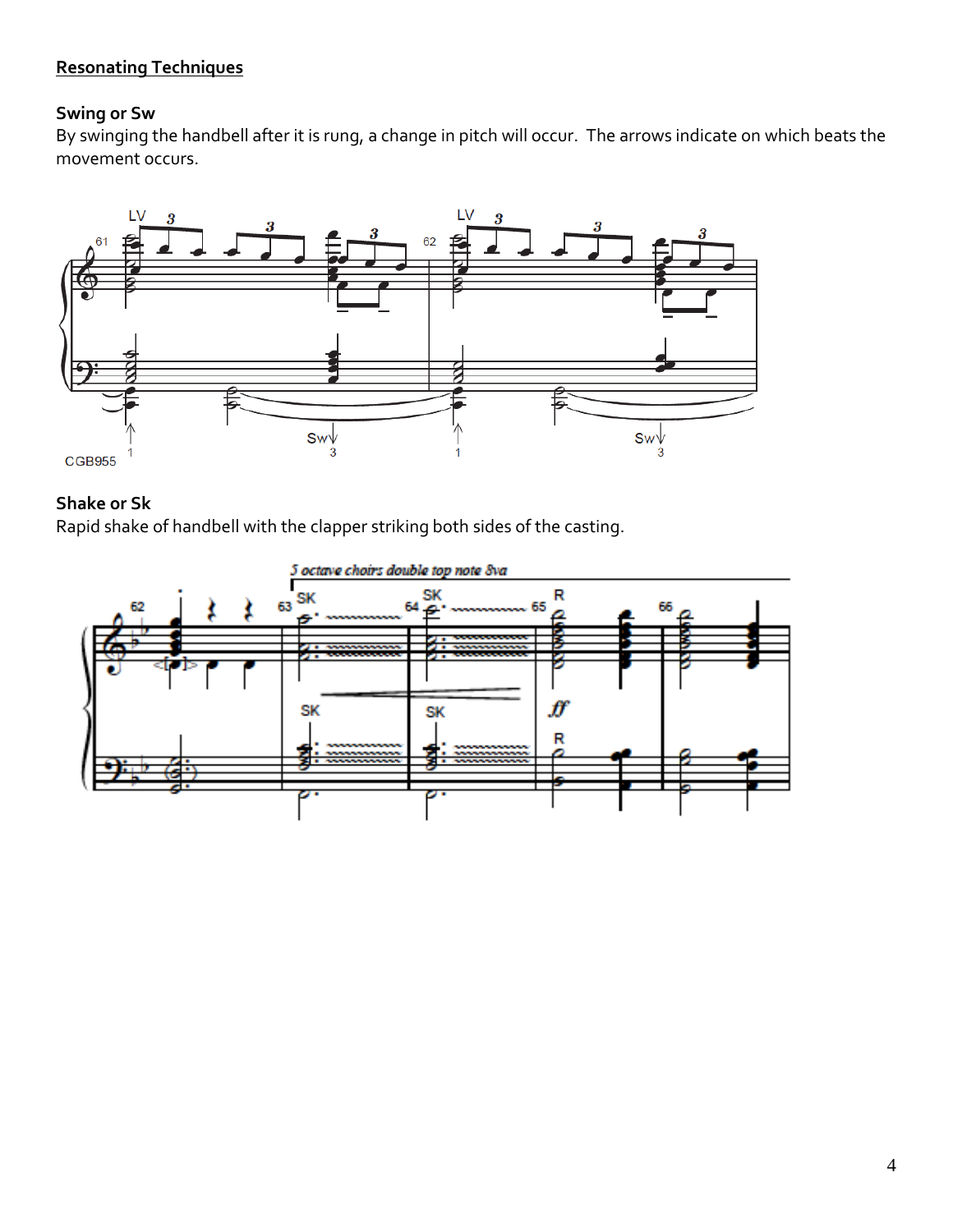## Resonating Techniques

**Swing or Sw**

By swinging the handbell after it is rung, a change in pitch will occur. The arrows indicate on which beats the movement occurs.

**Shake or Sk**

Rapid shake of handbell with the clapper striking both sides of the casting.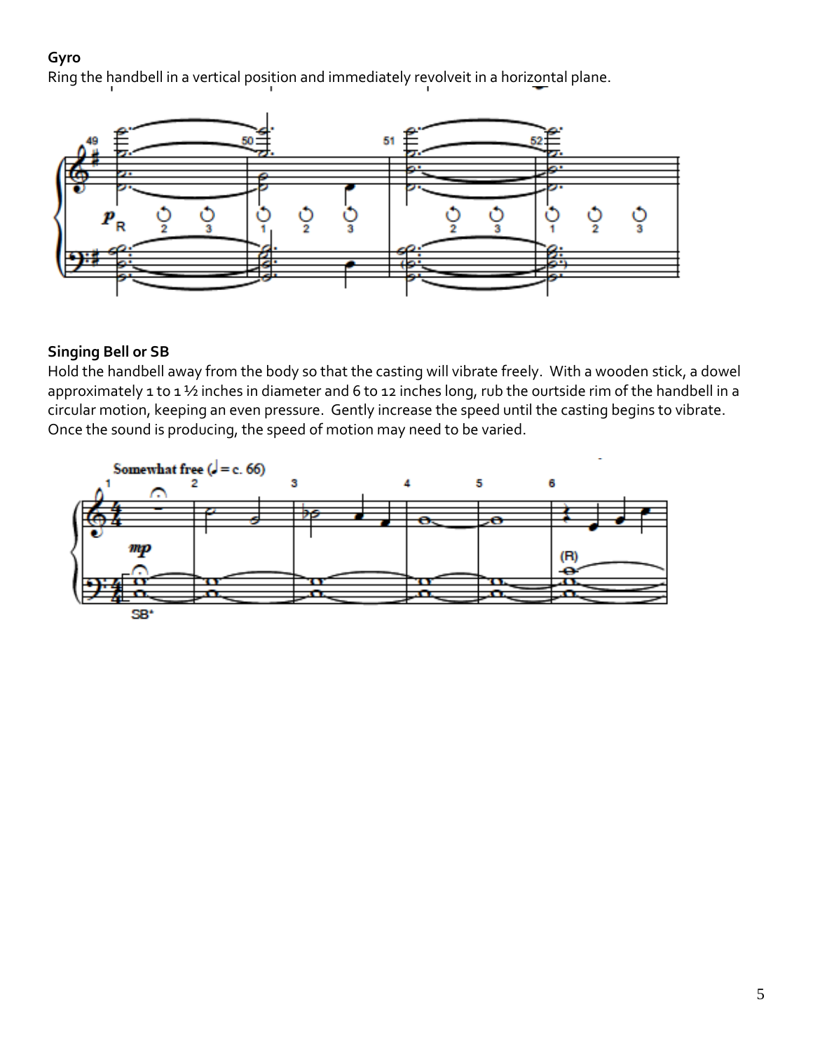**Gyro**

Ring the handbell in a vertical position and immediately revolveit in a horizontal plane.

**Singing Bell or SB**

Hold the handbell away from the body so that the casting will vibrate freely. With a wooden stick, a dowel approximately 1 to 1 ½ inches in diameter and 6 to 12 inches long, rub the ourtside rim of the handbell in a circular motion, keeping an even pressure. Gently increase the speed until the casting begins to vibrate. Once the sound is producing, the speed of motion may need to be varied.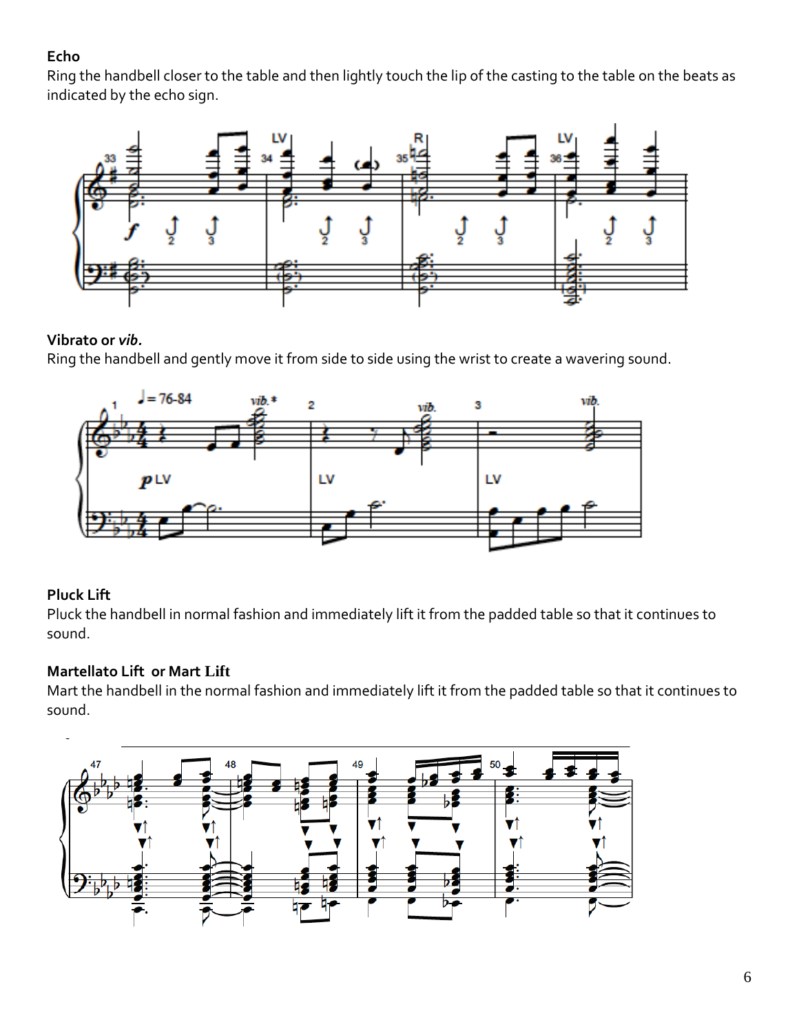**Echo**
Ring the handbell closer to the table and then lightly touch the lip of the casting to the table on the beats as indicated by the echo sign.

**Vibrato or *vib.***
Ring the handbell and gently move it from side to side using the wrist to create a wavering sound.

**Pluck Lift**
Pluck the handbell in normal fashion and immediately lift it from the padded table so that it continues to sound.

**Martellato Lift or Mart Lift**
Mart the handbell in the normal fashion and immediately lift it from the padded table so that it continues to sound.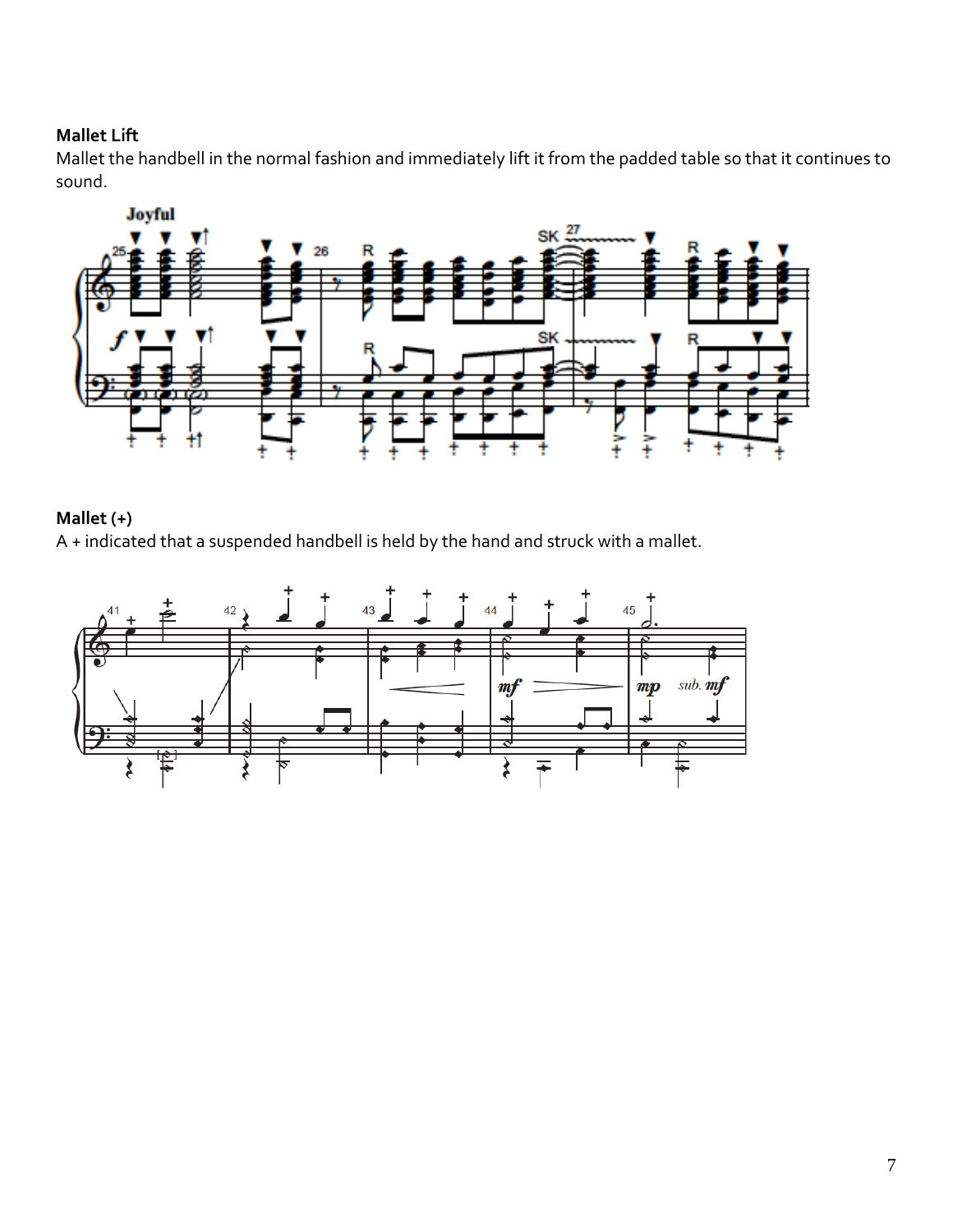**Mallet Lift**

Mallet the handbell in the normal fashion and immediately lift it from the padded table so that it continues to sound.

**Mallet (+)**

A + indicated that a suspended handbell is held by the hand and struck with a mallet.